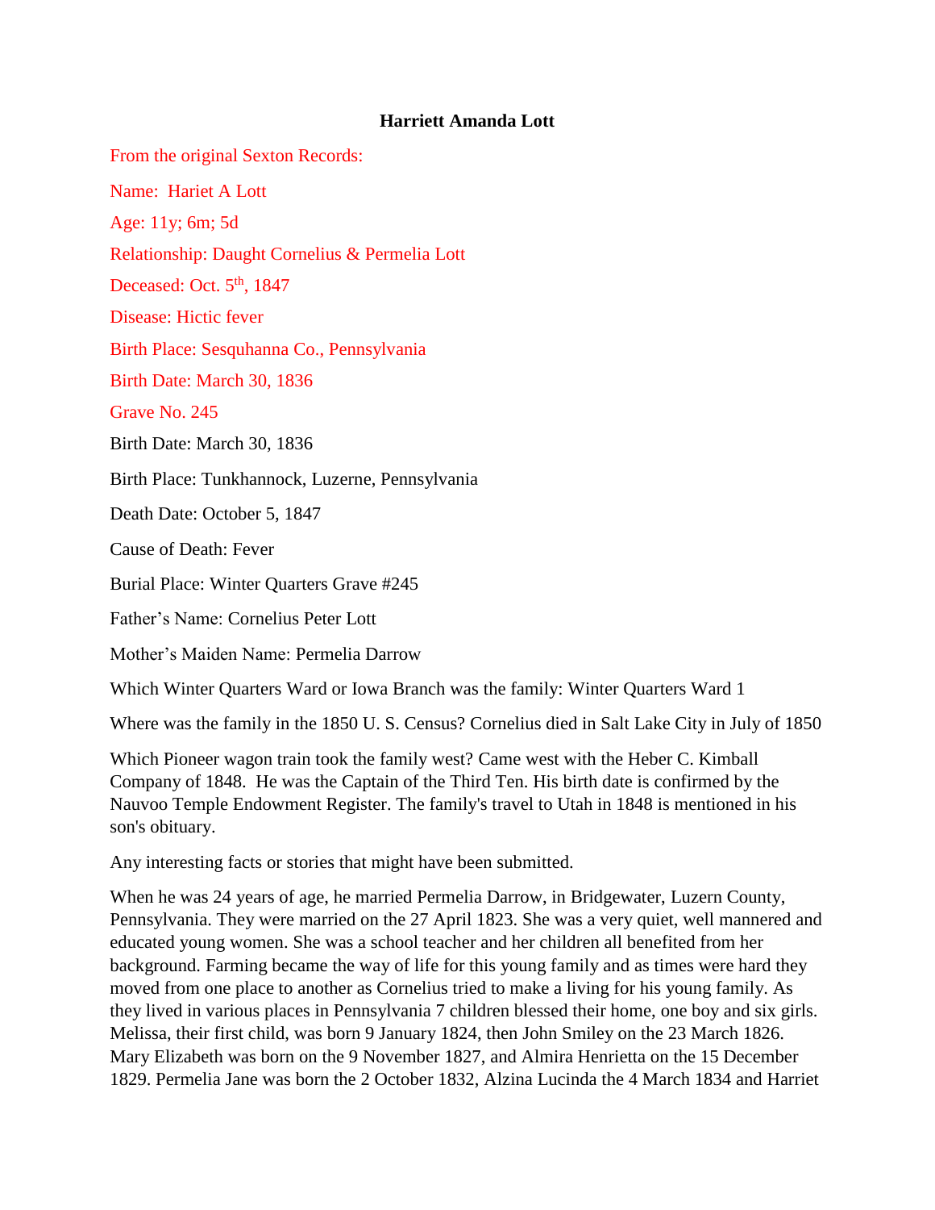**Harriett Amanda Lott**

From the original Sexton Records:

Name: Hariet A Lott

Age: 11y; 6m; 5d

Relationship: Daught Cornelius & Permelia Lott

Deceased: Oct. 5th, 1847

Disease: Hictic fever

Birth Place: Sesquhanna Co., Pennsylvania

Birth Date: March 30, 1836

Grave No. 245

Birth Date: March 30, 1836

Birth Place: Tunkhannock, Luzerne, Pennsylvania

Death Date: October 5, 1847

Cause of Death: Fever

Burial Place: Winter Quarters Grave #245

Father's Name: Cornelius Peter Lott

Mother's Maiden Name: Permelia Darrow

Which Winter Quarters Ward or Iowa Branch was the family: Winter Quarters Ward 1

Where was the family in the 1850 U. S. Census? Cornelius died in Salt Lake City in July of 1850

Which Pioneer wagon train took the family west? Came west with the Heber C. Kimball Company of 1848. He was the Captain of the Third Ten. His birth date is confirmed by the Nauvoo Temple Endowment Register. The family's travel to Utah in 1848 is mentioned in his son's obituary.

Any interesting facts or stories that might have been submitted.

When he was 24 years of age, he married Permelia Darrow, in Bridgewater, Luzern County, Pennsylvania. They were married on the 27 April 1823. She was a very quiet, well mannered and educated young women. She was a school teacher and her children all benefited from her background. Farming became the way of life for this young family and as times were hard they moved from one place to another as Cornelius tried to make a living for his young family. As they lived in various places in Pennsylvania 7 children blessed their home, one boy and six girls. Melissa, their first child, was born 9 January 1824, then John Smiley on the 23 March 1826. Mary Elizabeth was born on the 9 November 1827, and Almira Henrietta on the 15 December 1829. Permelia Jane was born the 2 October 1832, Alzina Lucinda the 4 March 1834 and Harriet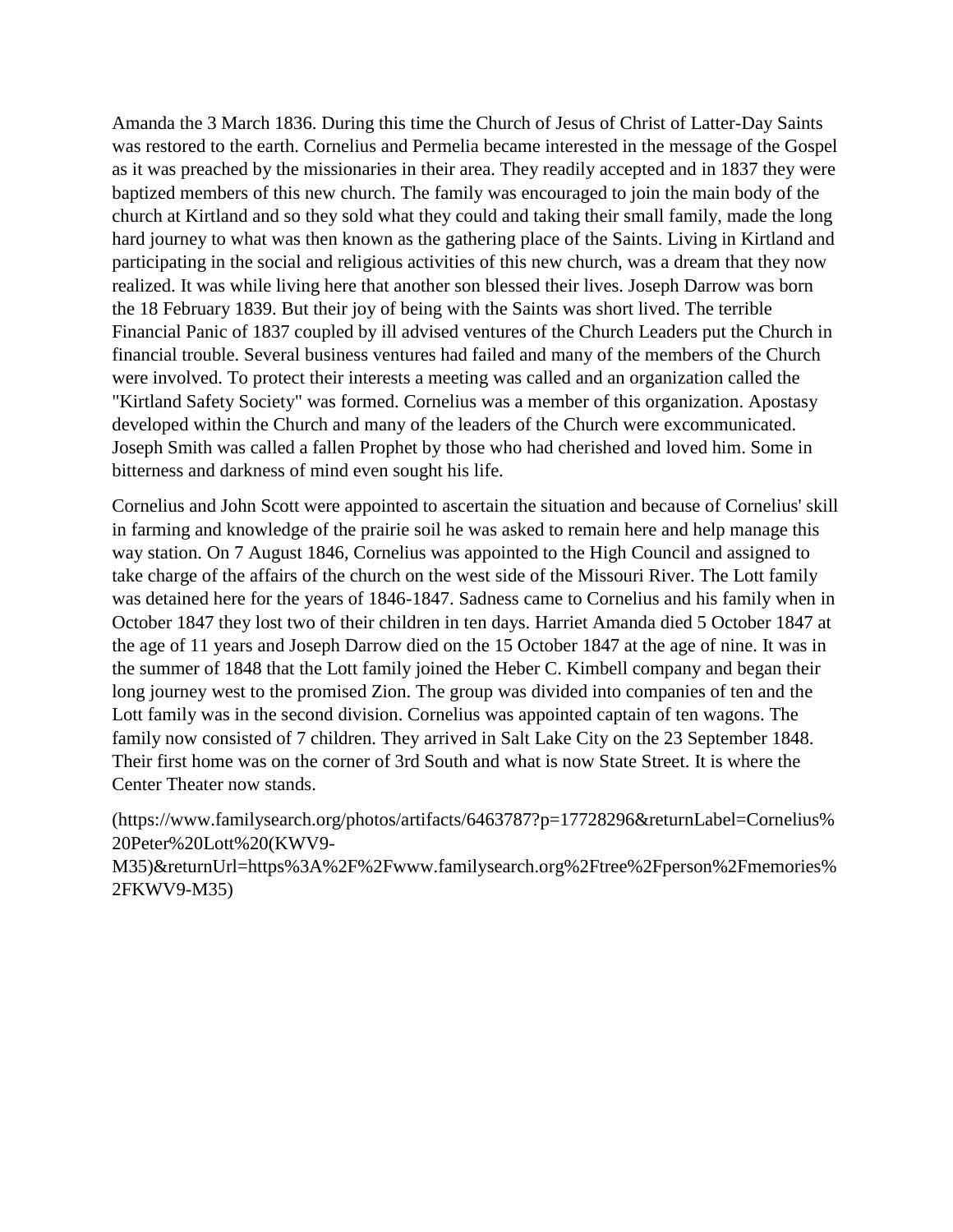Amanda the 3 March 1836. During this time the Church of Jesus of Christ of Latter-Day Saints was restored to the earth. Cornelius and Permelia became interested in the message of the Gospel as it was preached by the missionaries in their area. They readily accepted and in 1837 they were baptized members of this new church. The family was encouraged to join the main body of the church at Kirtland and so they sold what they could and taking their small family, made the long hard journey to what was then known as the gathering place of the Saints. Living in Kirtland and participating in the social and religious activities of this new church, was a dream that they now realized. It was while living here that another son blessed their lives. Joseph Darrow was born the 18 February 1839. But their joy of being with the Saints was short lived. The terrible Financial Panic of 1837 coupled by ill advised ventures of the Church Leaders put the Church in financial trouble. Several business ventures had failed and many of the members of the Church were involved. To protect their interests a meeting was called and an organization called the "Kirtland Safety Society" was formed. Cornelius was a member of this organization. Apostasy developed within the Church and many of the leaders of the Church were excommunicated. Joseph Smith was called a fallen Prophet by those who had cherished and loved him. Some in bitterness and darkness of mind even sought his life.

Cornelius and John Scott were appointed to ascertain the situation and because of Cornelius' skill in farming and knowledge of the prairie soil he was asked to remain here and help manage this way station. On 7 August 1846, Cornelius was appointed to the High Council and assigned to take charge of the affairs of the church on the west side of the Missouri River. The Lott family was detained here for the years of 1846-1847. Sadness came to Cornelius and his family when in October 1847 they lost two of their children in ten days. Harriet Amanda died 5 October 1847 at the age of 11 years and Joseph Darrow died on the 15 October 1847 at the age of nine. It was in the summer of 1848 that the Lott family joined the Heber C. Kimbell company and began their long journey west to the promised Zion. The group was divided into companies of ten and the Lott family was in the second division. Cornelius was appointed captain of ten wagons. The family now consisted of 7 children. They arrived in Salt Lake City on the 23 September 1848. Their first home was on the corner of 3rd South and what is now State Street. It is where the Center Theater now stands.

(https://www.familysearch.org/photos/artifacts/6463787?p=17728296&returnLabel=Cornelius%20Peter%20Lott%20(KWV9-M35)&returnUrl=https%3A%2F%2Fwww.familysearch.org%2Ftree%2Fperson%2Fmemories%2FKWV9-M35)